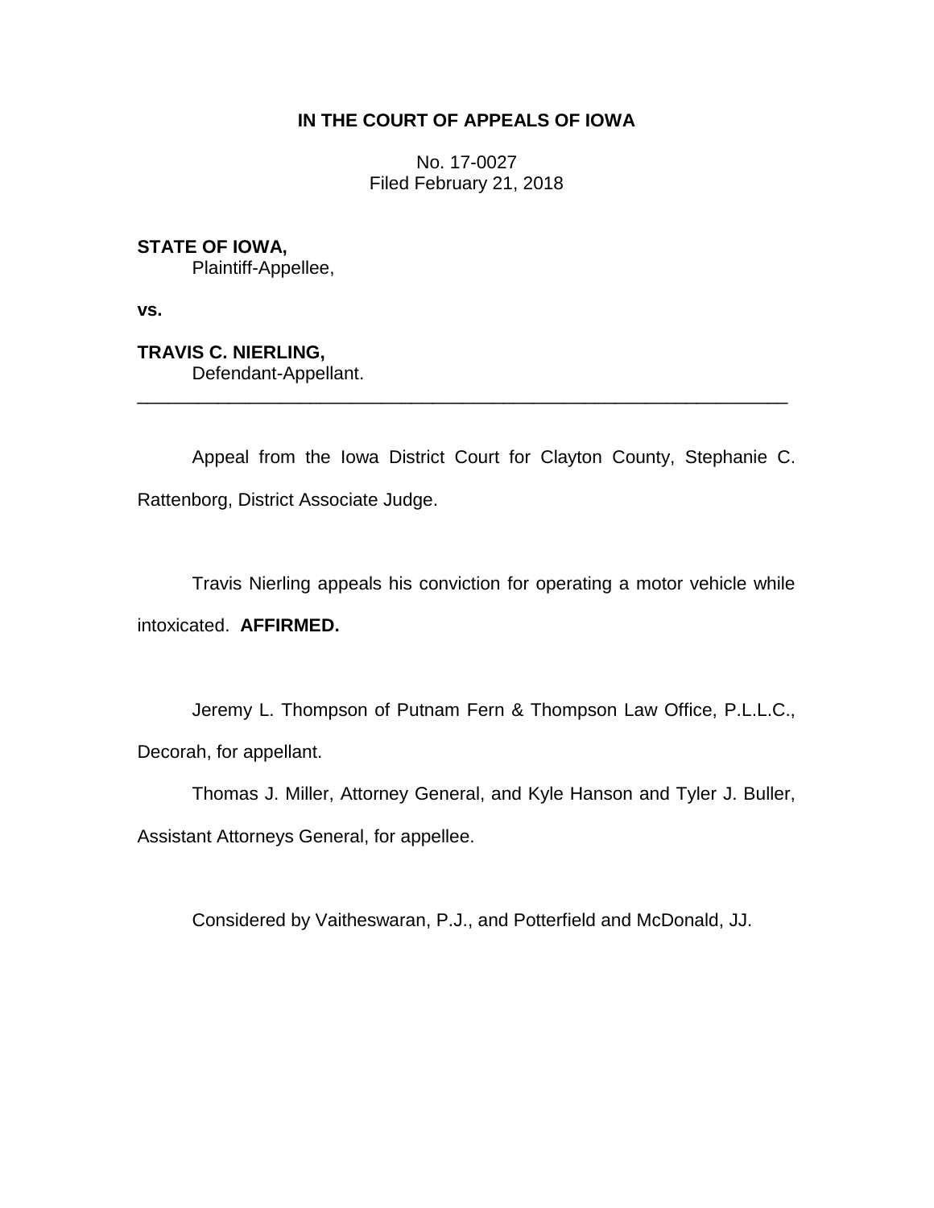**IN THE COURT OF APPEALS OF IOWA**

No. 17-0027
Filed February 21, 2018

**STATE OF IOWA,**
Plaintiff-Appellee,

**vs.**

**TRAVIS C. NIERLING,**
Defendant-Appellant.

---

Appeal from the Iowa District Court for Clayton County, Stephanie C. Rattenborg, District Associate Judge.

Travis Nierling appeals his conviction for operating a motor vehicle while intoxicated. **AFFIRMED.**

Jeremy L. Thompson of Putnam Fern & Thompson Law Office, P.L.L.C., Decorah, for appellant.

Thomas J. Miller, Attorney General, and Kyle Hanson and Tyler J. Buller, Assistant Attorneys General, for appellee.

Considered by Vaitheswaran, P.J., and Potterfield and McDonald, JJ.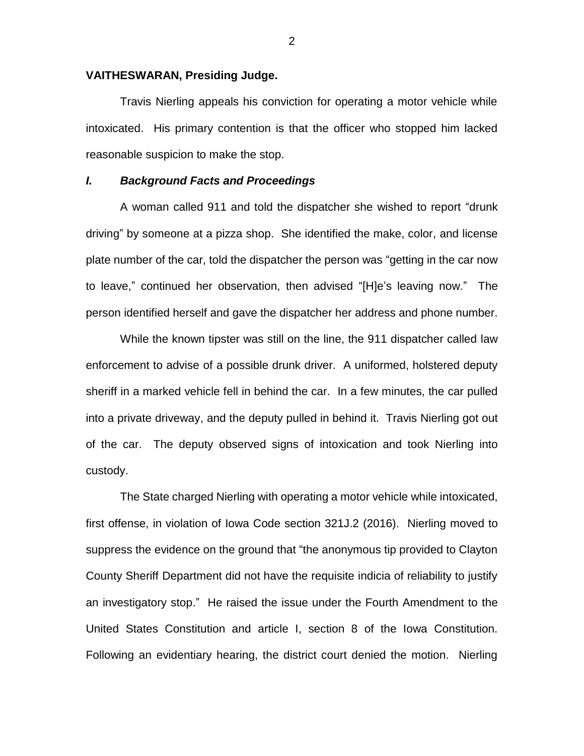**VAITHESWARAN, Presiding Judge.**

Travis Nierling appeals his conviction for operating a motor vehicle while intoxicated. His primary contention is that the officer who stopped him lacked reasonable suspicion to make the stop.

### ***I. Background Facts and Proceedings***

A woman called 911 and told the dispatcher she wished to report "drunk driving" by someone at a pizza shop. She identified the make, color, and license plate number of the car, told the dispatcher the person was "getting in the car now to leave," continued her observation, then advised "[H]e's leaving now." The person identified herself and gave the dispatcher her address and phone number.

While the known tipster was still on the line, the 911 dispatcher called law enforcement to advise of a possible drunk driver. A uniformed, holstered deputy sheriff in a marked vehicle fell in behind the car. In a few minutes, the car pulled into a private driveway, and the deputy pulled in behind it. Travis Nierling got out of the car. The deputy observed signs of intoxication and took Nierling into custody.

The State charged Nierling with operating a motor vehicle while intoxicated, first offense, in violation of Iowa Code section 321J.2 (2016). Nierling moved to suppress the evidence on the ground that "the anonymous tip provided to Clayton County Sheriff Department did not have the requisite indicia of reliability to justify an investigatory stop." He raised the issue under the Fourth Amendment to the United States Constitution and article I, section 8 of the Iowa Constitution. Following an evidentiary hearing, the district court denied the motion. Nierling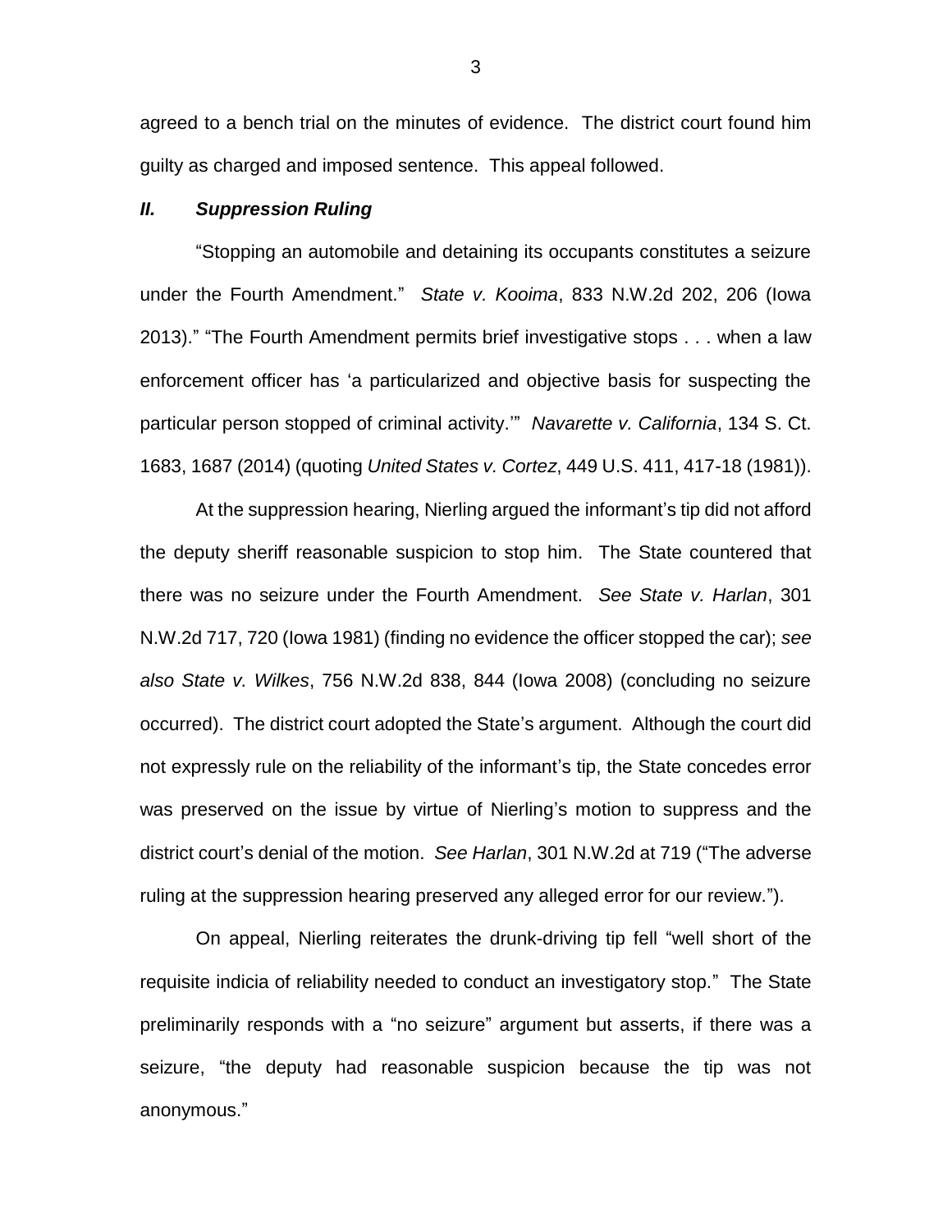agreed to a bench trial on the minutes of evidence. The district court found him guilty as charged and imposed sentence. This appeal followed.

## *II. Suppression Ruling*

"Stopping an automobile and detaining its occupants constitutes a seizure under the Fourth Amendment." *State v. Kooima*, 833 N.W.2d 202, 206 (Iowa 2013)." "The Fourth Amendment permits brief investigative stops . . . when a law enforcement officer has 'a particularized and objective basis for suspecting the particular person stopped of criminal activity.'" *Navarette v. California*, 134 S. Ct. 1683, 1687 (2014) (quoting *United States v. Cortez*, 449 U.S. 411, 417-18 (1981)).

At the suppression hearing, Nierling argued the informant's tip did not afford the deputy sheriff reasonable suspicion to stop him. The State countered that there was no seizure under the Fourth Amendment. *See State v. Harlan*, 301 N.W.2d 717, 720 (Iowa 1981) (finding no evidence the officer stopped the car); *see also State v. Wilkes*, 756 N.W.2d 838, 844 (Iowa 2008) (concluding no seizure occurred). The district court adopted the State's argument. Although the court did not expressly rule on the reliability of the informant's tip, the State concedes error was preserved on the issue by virtue of Nierling's motion to suppress and the district court's denial of the motion. *See Harlan*, 301 N.W.2d at 719 ("The adverse ruling at the suppression hearing preserved any alleged error for our review.").

On appeal, Nierling reiterates the drunk-driving tip fell "well short of the requisite indicia of reliability needed to conduct an investigatory stop." The State preliminarily responds with a "no seizure" argument but asserts, if there was a seizure, "the deputy had reasonable suspicion because the tip was not anonymous."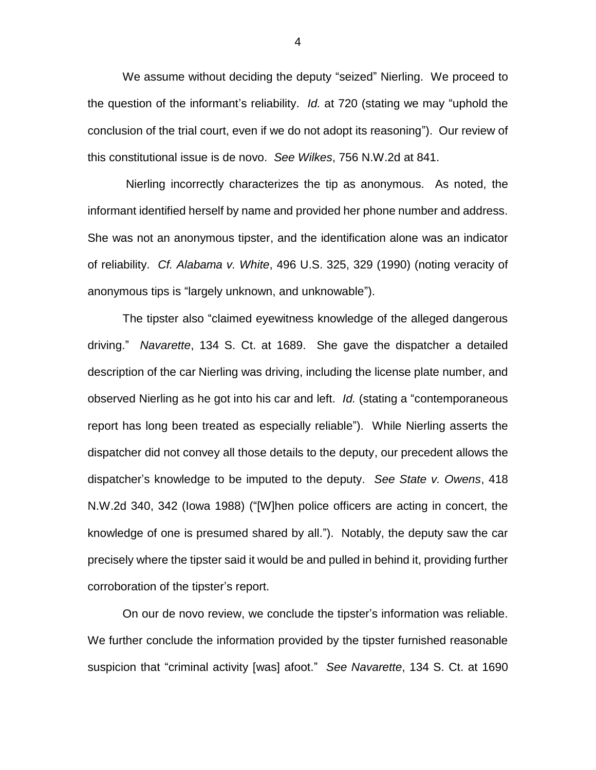We assume without deciding the deputy "seized" Nierling. We proceed to the question of the informant's reliability. *Id.* at 720 (stating we may "uphold the conclusion of the trial court, even if we do not adopt its reasoning"). Our review of this constitutional issue is de novo. *See Wilkes*, 756 N.W.2d at 841.

Nierling incorrectly characterizes the tip as anonymous. As noted, the informant identified herself by name and provided her phone number and address. She was not an anonymous tipster, and the identification alone was an indicator of reliability. *Cf. Alabama v. White*, 496 U.S. 325, 329 (1990) (noting veracity of anonymous tips is "largely unknown, and unknowable").

The tipster also "claimed eyewitness knowledge of the alleged dangerous driving." *Navarette*, 134 S. Ct. at 1689. She gave the dispatcher a detailed description of the car Nierling was driving, including the license plate number, and observed Nierling as he got into his car and left. *Id.* (stating a "contemporaneous report has long been treated as especially reliable"). While Nierling asserts the dispatcher did not convey all those details to the deputy, our precedent allows the dispatcher's knowledge to be imputed to the deputy. *See State v. Owens*, 418 N.W.2d 340, 342 (Iowa 1988) ("[W]hen police officers are acting in concert, the knowledge of one is presumed shared by all."). Notably, the deputy saw the car precisely where the tipster said it would be and pulled in behind it, providing further corroboration of the tipster's report.

On our de novo review, we conclude the tipster's information was reliable. We further conclude the information provided by the tipster furnished reasonable suspicion that "criminal activity [was] afoot." *See Navarette*, 134 S. Ct. at 1690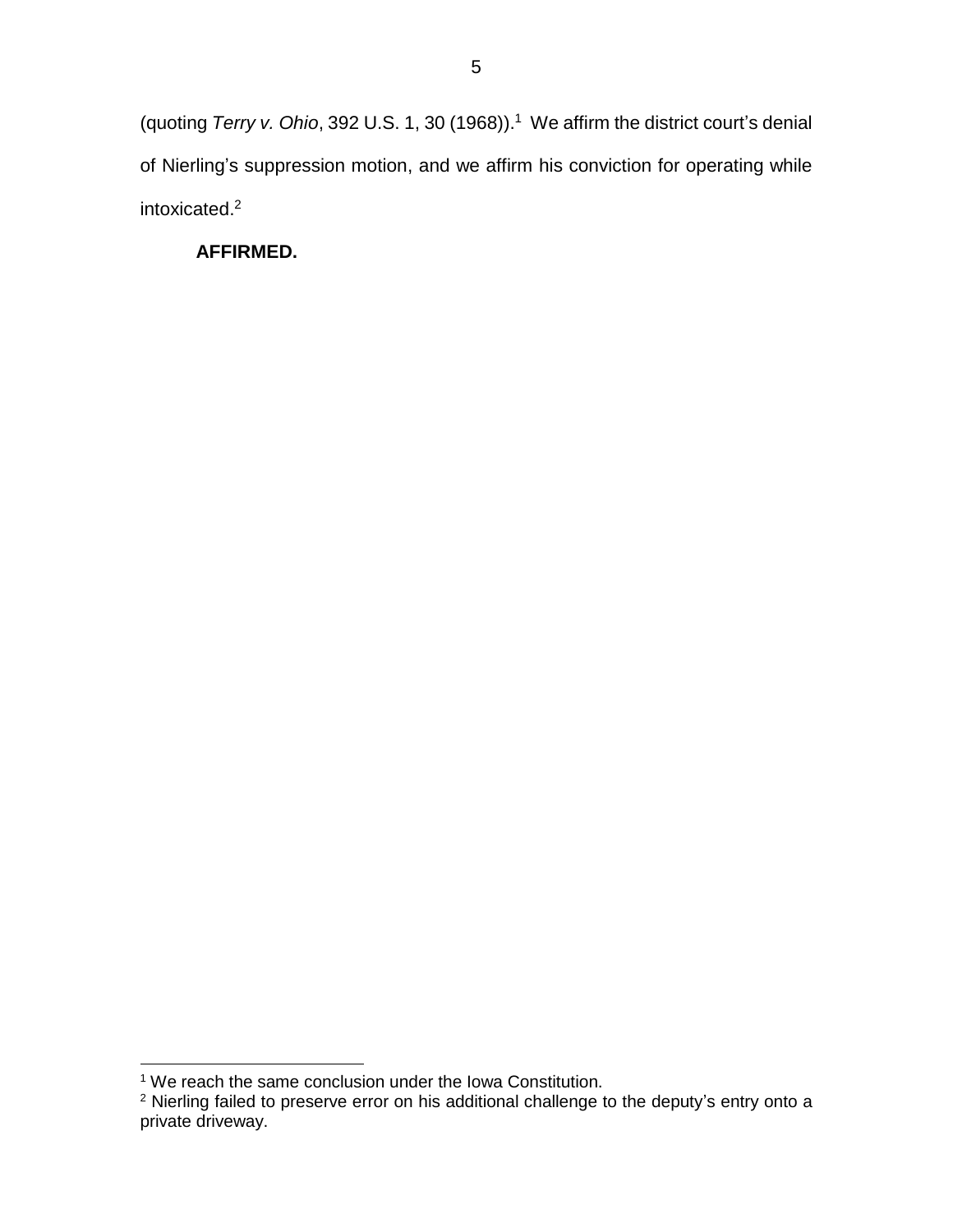(quoting *Terry v. Ohio*, 392 U.S. 1, 30 (1968)).[1] We affirm the district court's denial of Nierling's suppression motion, and we affirm his conviction for operating while intoxicated.[2]

**AFFIRMED.**

---

[1] We reach the same conclusion under the Iowa Constitution.

[2] Nierling failed to preserve error on his additional challenge to the deputy's entry onto a private driveway.